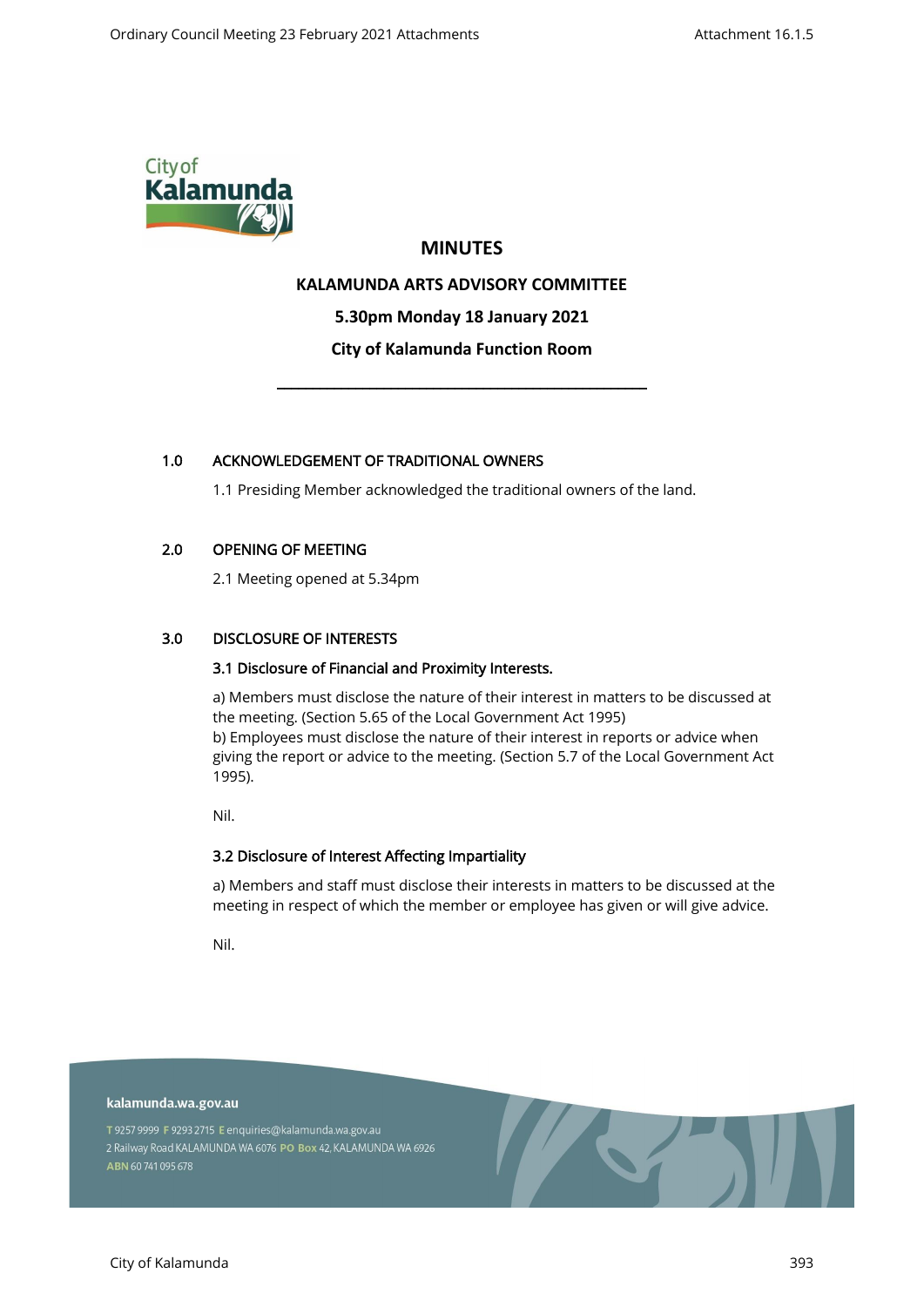# MINUTES

## KALAMUNDA ARTS ADVISORY COMMITTEE

**5.30pm Monday 18 January 2021**

**City of Kalamunda Function Room**

---

### 1.0 ACKNOWLEDGEMENT OF TRADITIONAL OWNERS

1.1 Presiding Member acknowledged the traditional owners of the land.

### 2.0 OPENING OF MEETING

2.1 Meeting opened at 5.34pm

### 3.0 DISCLOSURE OF INTERESTS

#### 3.1 Disclosure of Financial and Proximity Interests.

a) Members must disclose the nature of their interest in matters to be discussed at the meeting. (Section 5.65 of the Local Government Act 1995)
b) Employees must disclose the nature of their interest in reports or advice when giving the report or advice to the meeting. (Section 5.7 of the Local Government Act 1995).

Nil.

#### 3.2 Disclosure of Interest Affecting Impartiality

a) Members and staff must disclose their interests in matters to be discussed at the meeting in respect of which the member or employee has given or will give advice.

Nil.

kalamunda.wa.gov.au

T 9257 9999 F 9293 2715 E enquiries@kalamunda.wa.gov.au
2 Railway Road KALAMUNDA WA 6076 PO Box 42, KALAMUNDA WA 6926
ABN 60 741 095 678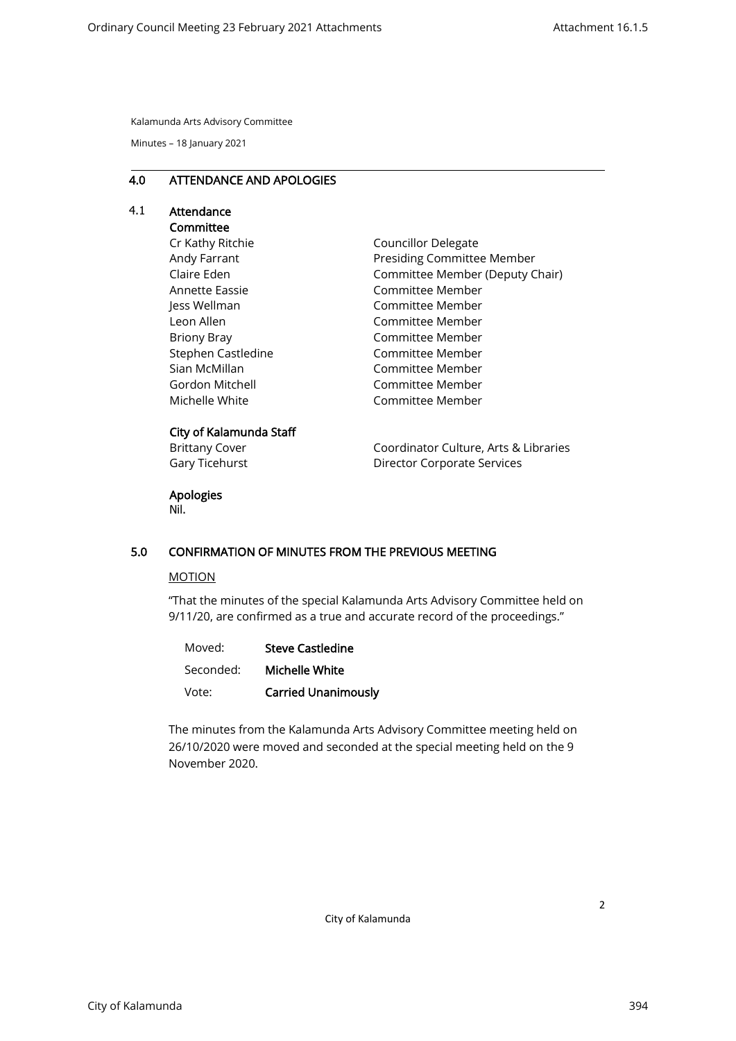Kalamunda Arts Advisory Committee

Minutes – 18 January 2021

## 4.0 ATTENDANCE AND APOLOGIES

### 4.1 Attendance

**Committee**

| | |
|---|---|
| Cr Kathy Ritchie | Councillor Delegate |
| Andy Farrant | Presiding Committee Member |
| Claire Eden | Committee Member (Deputy Chair) |
| Annette Eassie | Committee Member |
| Jess Wellman | Committee Member |
| Leon Allen | Committee Member |
| Briony Bray | Committee Member |
| Stephen Castledine | Committee Member |
| Sian McMillan | Committee Member |
| Gordon Mitchell | Committee Member |
| Michelle White | Committee Member |

**City of Kalamunda Staff**

| | |
|---|---|
| Brittany Cover | Coordinator Culture, Arts & Libraries |
| Gary Ticehurst | Director Corporate Services |

**Apologies**

Nil.

## 5.0 CONFIRMATION OF MINUTES FROM THE PREVIOUS MEETING

MOTION

"That the minutes of the special Kalamunda Arts Advisory Committee held on 9/11/20, are confirmed as a true and accurate record of the proceedings."

| | |
|---|---|
| Moved: | **Steve Castledine** |
| Seconded: | **Michelle White** |
| Vote: | **Carried Unanimously** |

The minutes from the Kalamunda Arts Advisory Committee meeting held on 26/10/2020 were moved and seconded at the special meeting held on the 9 November 2020.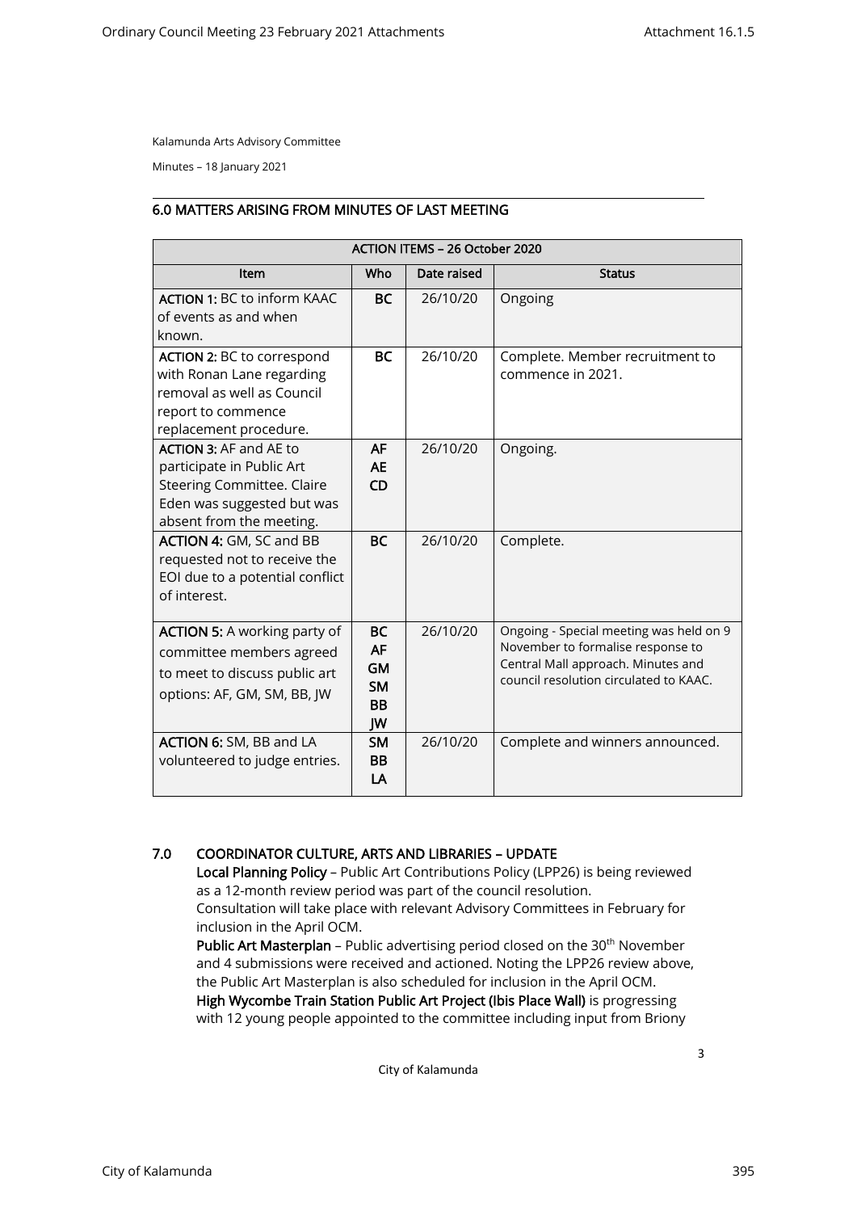Kalamunda Arts Advisory Committee

Minutes – 18 January 2021

## 6.0 MATTERS ARISING FROM MINUTES OF LAST MEETING

| ACTION ITEMS – 26 October 2020 | | | |
|---|---|---|---|
| **Item** | **Who** | **Date raised** | **Status** |
| **ACTION 1:** BC to inform KAAC of events as and when known. | **BC** | 26/10/20 | Ongoing |
| **ACTION 2:** BC to correspond with Ronan Lane regarding removal as well as Council report to commence replacement procedure. | **BC** | 26/10/20 | Complete. Member recruitment to commence in 2021. |
| **ACTION 3:** AF and AE to participate in Public Art Steering Committee. Claire Eden was suggested but was absent from the meeting. | **AF AE CD** | 26/10/20 | Ongoing. |
| **ACTION 4:** GM, SC and BB requested not to receive the EOI due to a potential conflict of interest. | **BC** | 26/10/20 | Complete. |
| **ACTION 5:** A working party of committee members agreed to meet to discuss public art options: AF, GM, SM, BB, JW | **BC AF GM SM BB JW** | 26/10/20 | Ongoing - Special meeting was held on 9 November to formalise response to Central Mall approach. Minutes and council resolution circulated to KAAC. |
| **ACTION 6:** SM, BB and LA volunteered to judge entries. | **SM BB LA** | 26/10/20 | Complete and winners announced. |

## 7.0 COORDINATOR CULTURE, ARTS AND LIBRARIES – UPDATE

**Local Planning Policy** – Public Art Contributions Policy (LPP26) is being reviewed as a 12-month review period was part of the council resolution. Consultation will take place with relevant Advisory Committees in February for inclusion in the April OCM.

**Public Art Masterplan** – Public advertising period closed on the 30th November and 4 submissions were received and actioned. Noting the LPP26 review above, the Public Art Masterplan is also scheduled for inclusion in the April OCM.

**High Wycombe Train Station Public Art Project (Ibis Place Wall)** is progressing with 12 young people appointed to the committee including input from Briony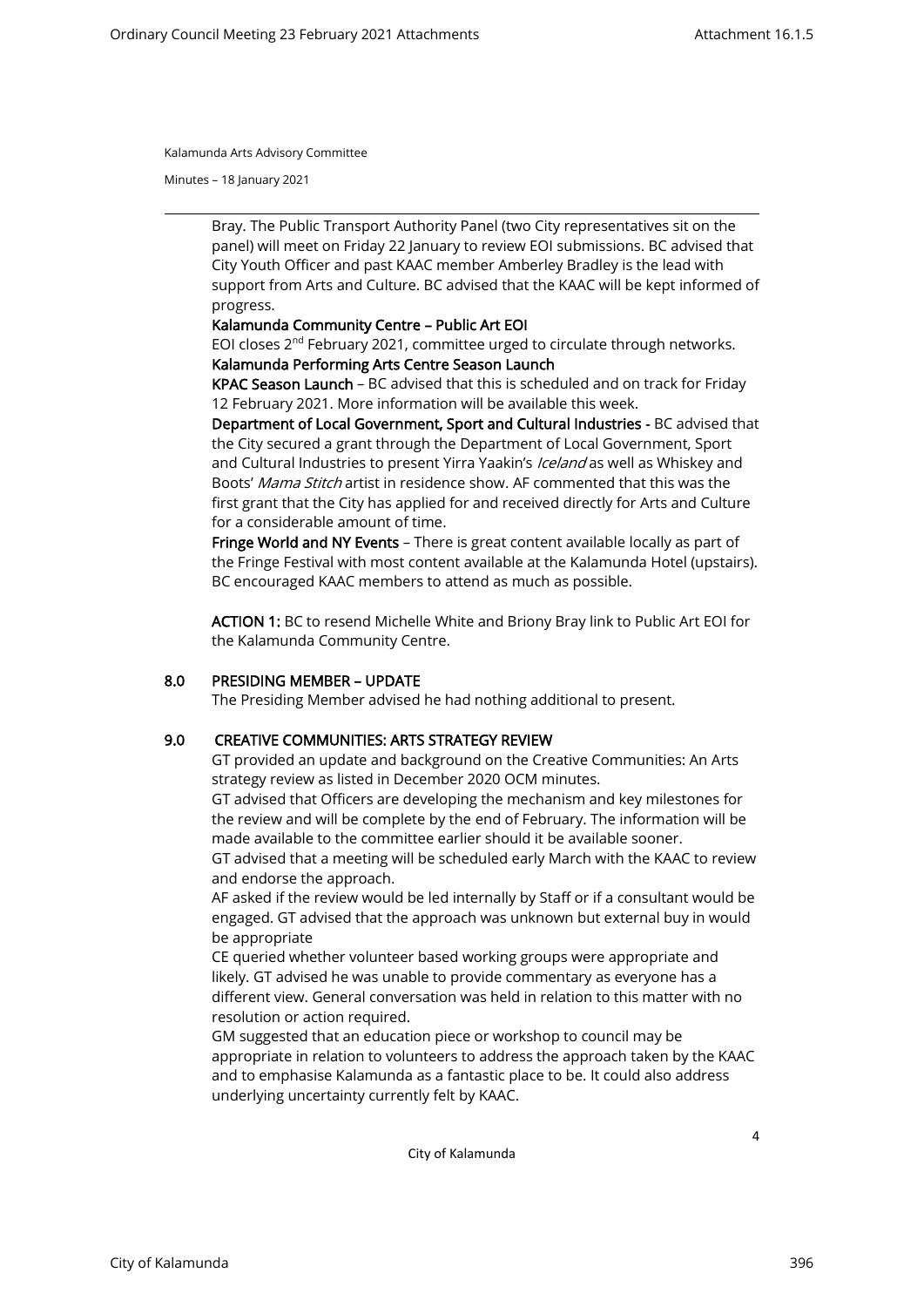Bray. The Public Transport Authority Panel (two City representatives sit on the panel) will meet on Friday 22 January to review EOI submissions. BC advised that City Youth Officer and past KAAC member Amberley Bradley is the lead with support from Arts and Culture. BC advised that the KAAC will be kept informed of progress.

**Kalamunda Community Centre – Public Art EOI**

EOI closes 2nd February 2021, committee urged to circulate through networks.

**Kalamunda Performing Arts Centre Season Launch**

**KPAC Season Launch** – BC advised that this is scheduled and on track for Friday 12 February 2021. More information will be available this week.

**Department of Local Government, Sport and Cultural Industries -** BC advised that the City secured a grant through the Department of Local Government, Sport and Cultural Industries to present Yirra Yaakin's *Iceland* as well as Whiskey and Boots' *Mama Stitch* artist in residence show. AF commented that this was the first grant that the City has applied for and received directly for Arts and Culture for a considerable amount of time.

**Fringe World and NY Events** – There is great content available locally as part of the Fringe Festival with most content available at the Kalamunda Hotel (upstairs). BC encouraged KAAC members to attend as much as possible.

**ACTION 1:** BC to resend Michelle White and Briony Bray link to Public Art EOI for the Kalamunda Community Centre.

## 8.0 PRESIDING MEMBER – UPDATE

The Presiding Member advised he had nothing additional to present.

## 9.0 CREATIVE COMMUNITIES: ARTS STRATEGY REVIEW

GT provided an update and background on the Creative Communities: An Arts strategy review as listed in December 2020 OCM minutes.

GT advised that Officers are developing the mechanism and key milestones for the review and will be complete by the end of February. The information will be made available to the committee earlier should it be available sooner.

GT advised that a meeting will be scheduled early March with the KAAC to review and endorse the approach.

AF asked if the review would be led internally by Staff or if a consultant would be engaged. GT advised that the approach was unknown but external buy in would be appropriate

CE queried whether volunteer based working groups were appropriate and likely. GT advised he was unable to provide commentary as everyone has a different view. General conversation was held in relation to this matter with no resolution or action required.

GM suggested that an education piece or workshop to council may be appropriate in relation to volunteers to address the approach taken by the KAAC and to emphasise Kalamunda as a fantastic place to be. It could also address underlying uncertainty currently felt by KAAC.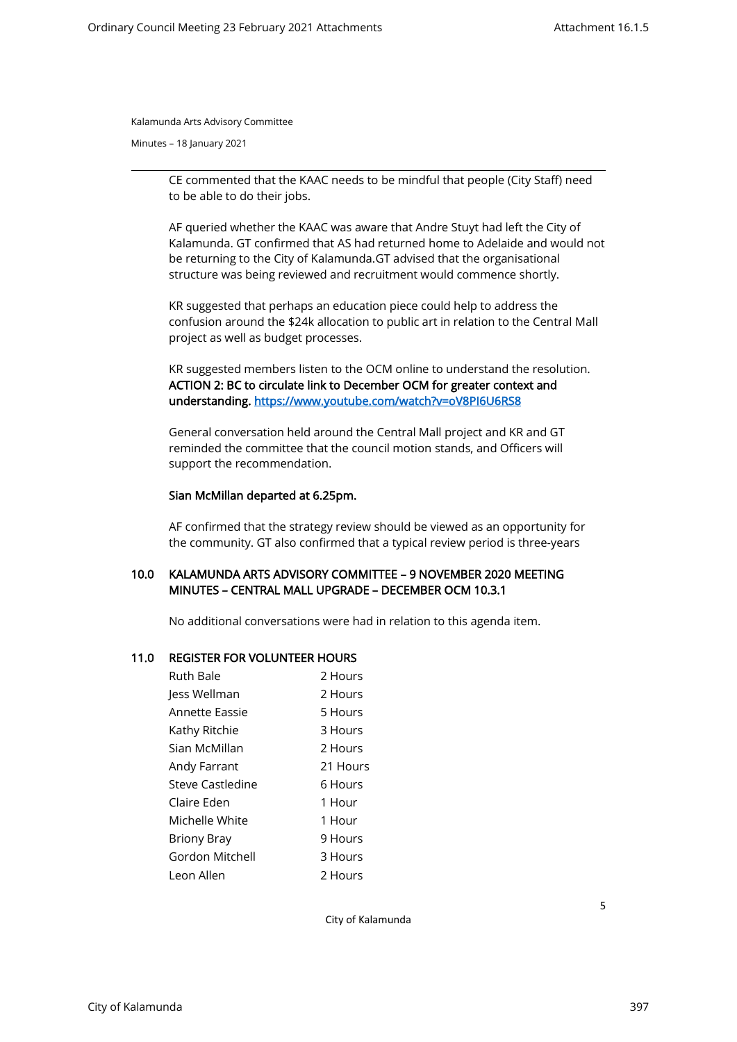CE commented that the KAAC needs to be mindful that people (City Staff) need to be able to do their jobs.

AF queried whether the KAAC was aware that Andre Stuyt had left the City of Kalamunda. GT confirmed that AS had returned home to Adelaide and would not be returning to the City of Kalamunda.GT advised that the organisational structure was being reviewed and recruitment would commence shortly.

KR suggested that perhaps an education piece could help to address the confusion around the $24k allocation to public art in relation to the Central Mall project as well as budget processes.

KR suggested members listen to the OCM online to understand the resolution.
**ACTION 2: BC to circulate link to December OCM for greater context and understanding.** https://www.youtube.com/watch?v=oV8PI6U6RS8

General conversation held around the Central Mall project and KR and GT reminded the committee that the council motion stands, and Officers will support the recommendation.

**Sian McMillan departed at 6.25pm.**

AF confirmed that the strategy review should be viewed as an opportunity for the community. GT also confirmed that a typical review period is three-years

## 10.0 KALAMUNDA ARTS ADVISORY COMMITTEE – 9 NOVEMBER 2020 MEETING MINUTES – CENTRAL MALL UPGRADE – DECEMBER OCM 10.3.1

No additional conversations were had in relation to this agenda item.

## 11.0 REGISTER FOR VOLUNTEER HOURS

| | |
|---|---|
| Ruth Bale | 2 Hours |
| Jess Wellman | 2 Hours |
| Annette Eassie | 5 Hours |
| Kathy Ritchie | 3 Hours |
| Sian McMillan | 2 Hours |
| Andy Farrant | 21 Hours |
| Steve Castledine | 6 Hours |
| Claire Eden | 1 Hour |
| Michelle White | 1 Hour |
| Briony Bray | 9 Hours |
| Gordon Mitchell | 3 Hours |
| Leon Allen | 2 Hours |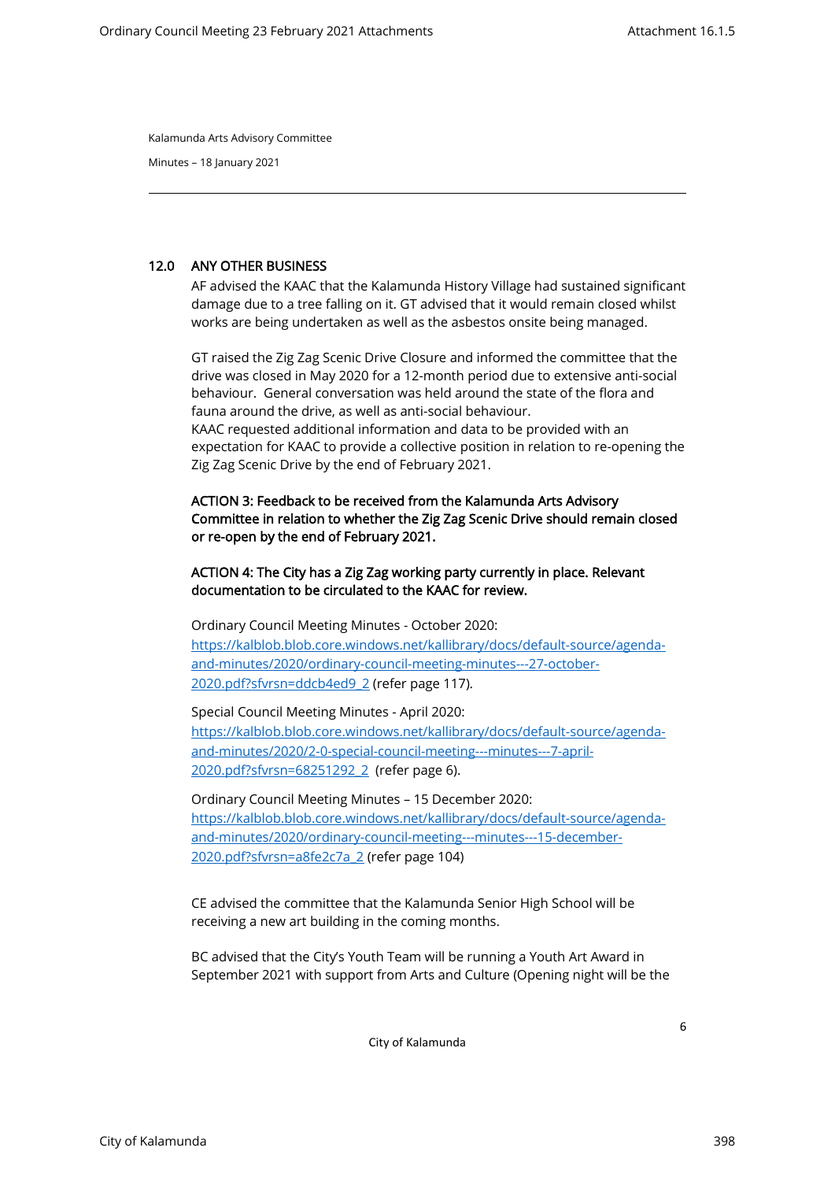## 12.0 ANY OTHER BUSINESS

AF advised the KAAC that the Kalamunda History Village had sustained significant damage due to a tree falling on it. GT advised that it would remain closed whilst works are being undertaken as well as the asbestos onsite being managed.

GT raised the Zig Zag Scenic Drive Closure and informed the committee that the drive was closed in May 2020 for a 12-month period due to extensive anti-social behaviour. General conversation was held around the state of the flora and fauna around the drive, as well as anti-social behaviour.
KAAC requested additional information and data to be provided with an expectation for KAAC to provide a collective position in relation to re-opening the Zig Zag Scenic Drive by the end of February 2021.

**ACTION 3: Feedback to be received from the Kalamunda Arts Advisory Committee in relation to whether the Zig Zag Scenic Drive should remain closed or re-open by the end of February 2021.**

**ACTION 4: The City has a Zig Zag working party currently in place. Relevant documentation to be circulated to the KAAC for review.**

Ordinary Council Meeting Minutes - October 2020:
[https://kalblob.blob.core.windows.net/kallibrary/docs/default-source/agenda-and-minutes/2020/ordinary-council-meeting-minutes---27-october-2020.pdf?sfvrsn=ddcb4ed9_2](https://kalblob.blob.core.windows.net/kallibrary/docs/default-source/agenda-and-minutes/2020/ordinary-council-meeting-minutes---27-october-2020.pdf?sfvrsn=ddcb4ed9_2) (refer page 117).

Special Council Meeting Minutes - April 2020:
[https://kalblob.blob.core.windows.net/kallibrary/docs/default-source/agenda-and-minutes/2020/2-0-special-council-meeting---minutes---7-april-2020.pdf?sfvrsn=68251292_2](https://kalblob.blob.core.windows.net/kallibrary/docs/default-source/agenda-and-minutes/2020/2-0-special-council-meeting---minutes---7-april-2020.pdf?sfvrsn=68251292_2) (refer page 6).

Ordinary Council Meeting Minutes – 15 December 2020:
[https://kalblob.blob.core.windows.net/kallibrary/docs/default-source/agenda-and-minutes/2020/ordinary-council-meeting---minutes---15-december-2020.pdf?sfvrsn=a8fe2c7a_2](https://kalblob.blob.core.windows.net/kallibrary/docs/default-source/agenda-and-minutes/2020/ordinary-council-meeting---minutes---15-december-2020.pdf?sfvrsn=a8fe2c7a_2) (refer page 104)

CE advised the committee that the Kalamunda Senior High School will be receiving a new art building in the coming months.

BC advised that the City's Youth Team will be running a Youth Art Award in September 2021 with support from Arts and Culture (Opening night will be the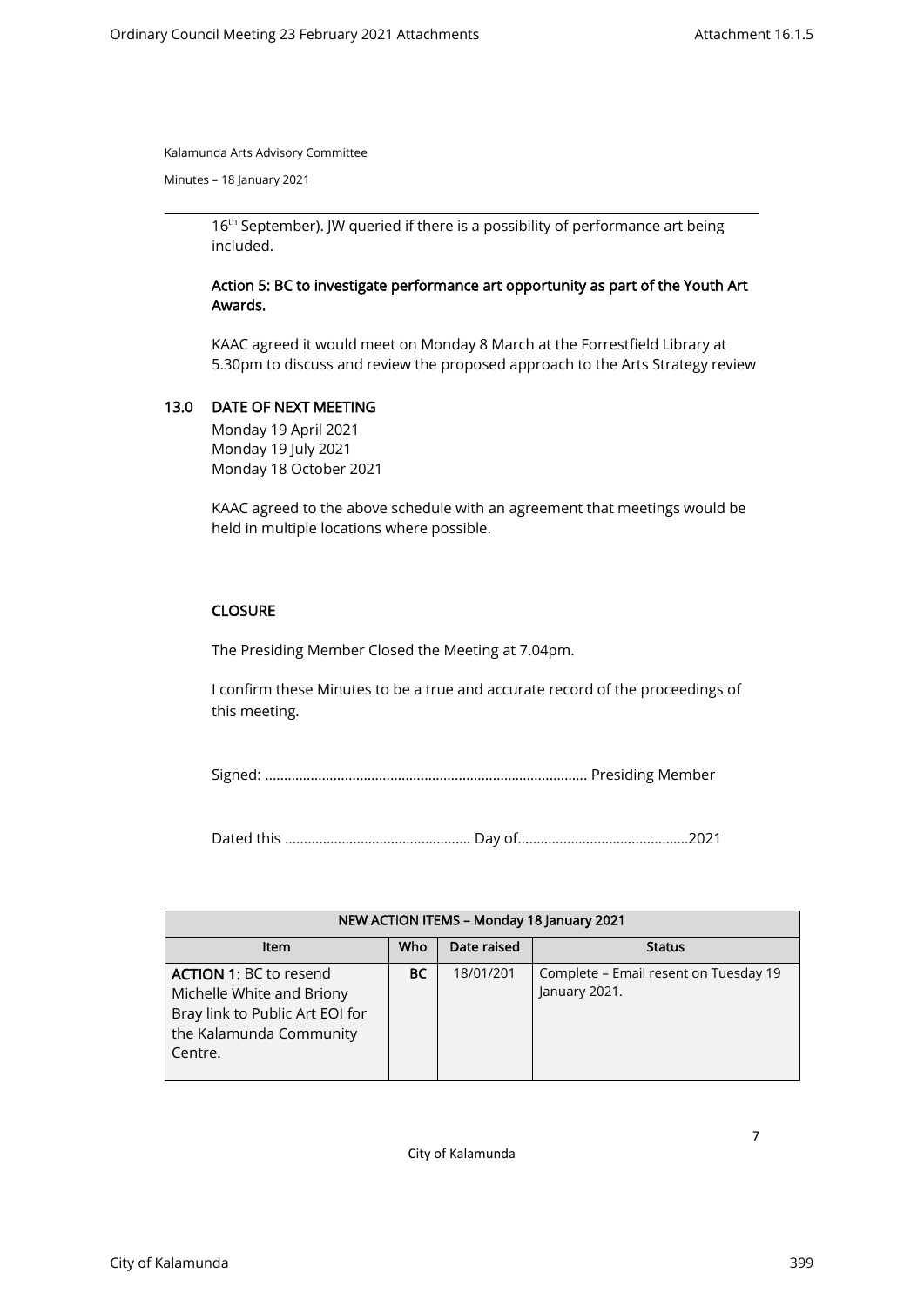16th September). JW queried if there is a possibility of performance art being included.

**Action 5: BC to investigate performance art opportunity as part of the Youth Art Awards.**

KAAC agreed it would meet on Monday 8 March at the Forrestfield Library at 5.30pm to discuss and review the proposed approach to the Arts Strategy review

## 13.0 DATE OF NEXT MEETING

Monday 19 April 2021
Monday 19 July 2021
Monday 18 October 2021

KAAC agreed to the above schedule with an agreement that meetings would be held in multiple locations where possible.

## CLOSURE

The Presiding Member Closed the Meeting at 7.04pm.

I confirm these Minutes to be a true and accurate record of the proceedings of this meeting.

Signed: ………………………………………………………………………… Presiding Member

Dated this ………………………………………… Day of………………………………………2021

| NEW ACTION ITEMS – Monday 18 January 2021 | | | |
|---|---|---|---|
| **Item** | **Who** | **Date raised** | **Status** |
| **ACTION 1:** BC to resend Michelle White and Briony Bray link to Public Art EOI for the Kalamunda Community Centre. | **BC** | 18/01/201 | Complete – Email resent on Tuesday 19 January 2021. |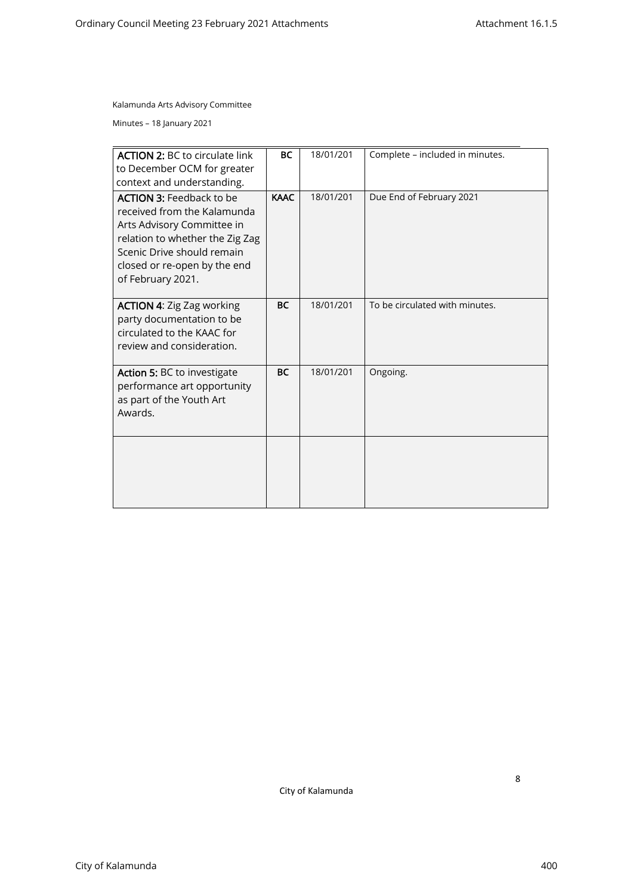Kalamunda Arts Advisory Committee

Minutes – 18 January 2021

| | | | |
|---|---|---|---|
| **ACTION 2:** BC to circulate link to December OCM for greater context and understanding. | **BC** | 18/01/201 | Complete – included in minutes. |
| **ACTION 3:** Feedback to be received from the Kalamunda Arts Advisory Committee in relation to whether the Zig Zag Scenic Drive should remain closed or re-open by the end of February 2021. | **KAAC** | 18/01/201 | Due End of February 2021 |
| **ACTION 4**: Zig Zag working party documentation to be circulated to the KAAC for review and consideration. | **BC** | 18/01/201 | To be circulated with minutes. |
| **Action 5:** BC to investigate performance art opportunity as part of the Youth Art Awards. | **BC** | 18/01/201 | Ongoing. |
| | | | |

City of Kalamunda